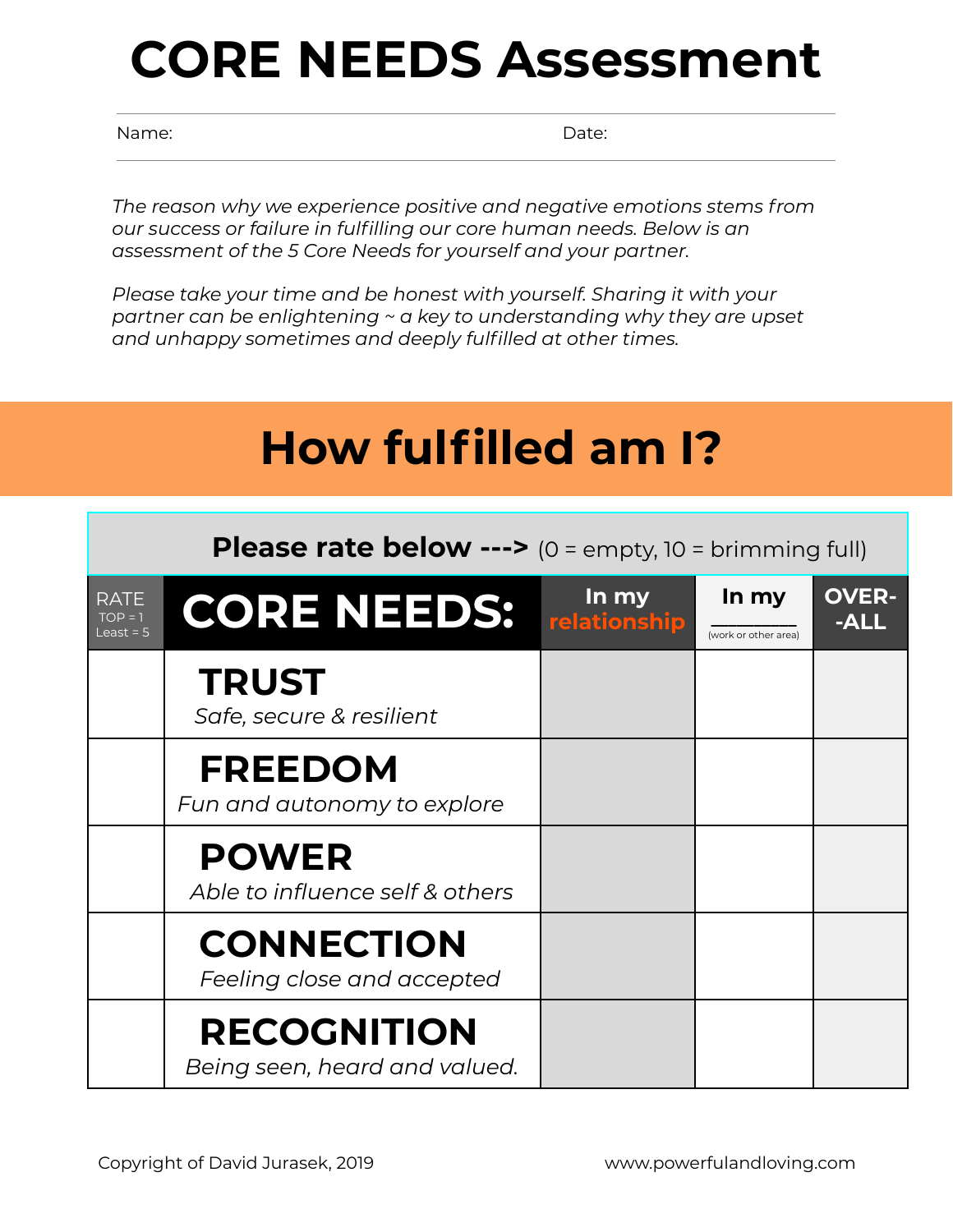# CORE NEEDS Assessment

Name: Date:

*The reason why we experience positive and negative emotions stems from our success or failure in fulfilling our core human needs. Below is an assessment of the 5 Core Needs for yourself and your partner.*

*Please take your time and be honest with yourself. Sharing it with your partner can be enlightening ~ a key to understanding why they are upset and unhappy sometimes and deeply fulfilled at other times.*

## How fulfilled am I?

**Please rate below --->** (0 = empty, 10 = brimming full)

| RATE TOP = 1 Least = 5 | CORE NEEDS: | In my relationship | In my ________ (work or other area) | OVER-ALL |
|---|---|---|---|---|
| | **TRUST** *Safe, secure & resilient* | | | |
| | **FREEDOM** *Fun and autonomy to explore* | | | |
| | **POWER** *Able to influence self & others* | | | |
| | **CONNECTION** *Feeling close and accepted* | | | |
| | **RECOGNITION** *Being seen, heard and valued.* | | | |

Copyright of David Jurasek, 2019

www.powerfulandloving.com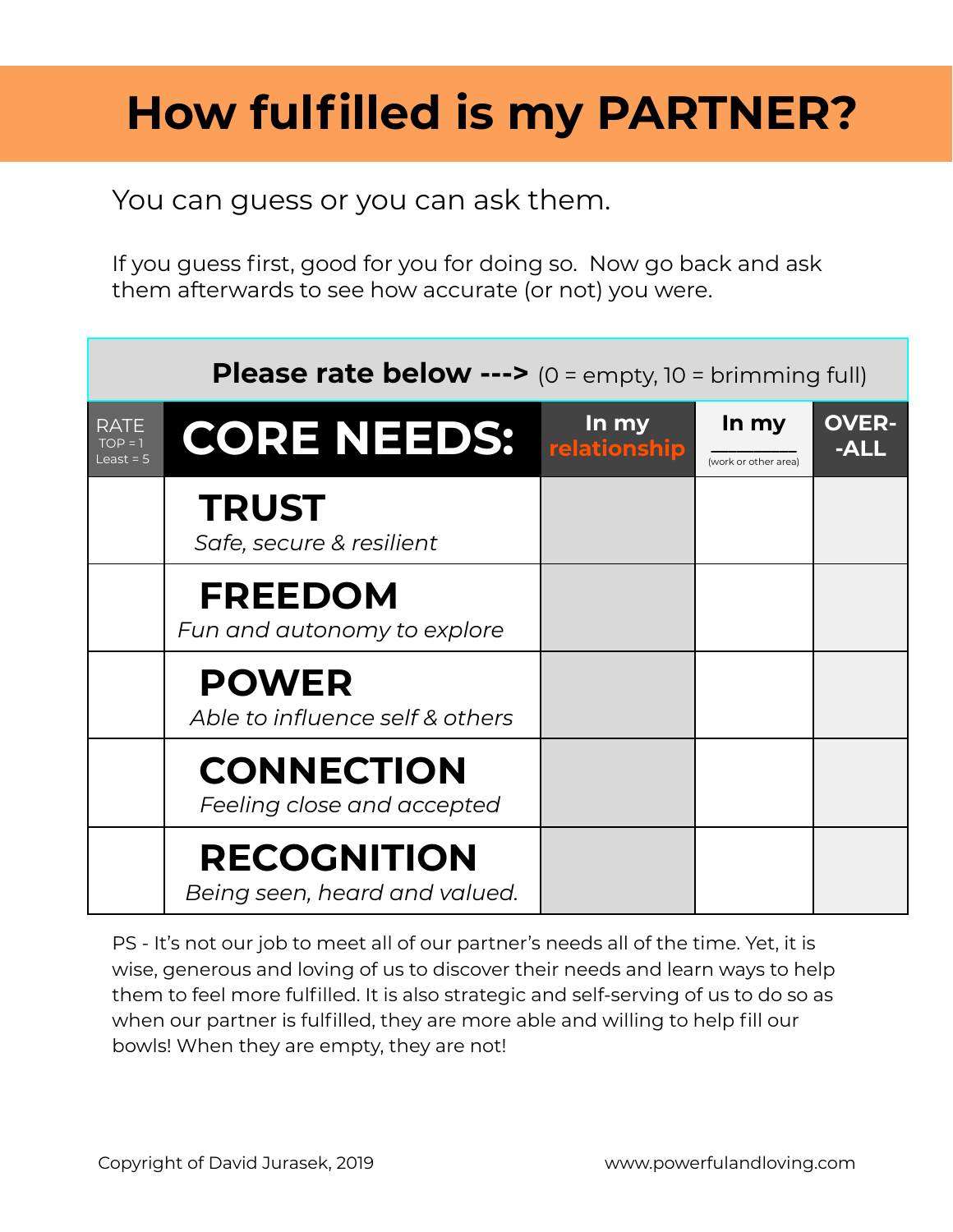# How fulfilled is my PARTNER?

You can guess or you can ask them.

If you guess first, good for you for doing so. Now go back and ask them afterwards to see how accurate (or not) you were.

**Please rate below --->** (0 = empty, 10 = brimming full)

| RATE TOP = 1 Least = 5 | CORE NEEDS: | In my relationship | In my ________ (work or other area) | OVER--ALL |
|---|---|---|---|---|
| | **TRUST** *Safe, secure & resilient* | | | |
| | **FREEDOM** *Fun and autonomy to explore* | | | |
| | **POWER** *Able to influence self & others* | | | |
| | **CONNECTION** *Feeling close and accepted* | | | |
| | **RECOGNITION** *Being seen, heard and valued.* | | | |

PS - It's not our job to meet all of our partner's needs all of the time. Yet, it is wise, generous and loving of us to discover their needs and learn ways to help them to feel more fulfilled. It is also strategic and self-serving of us to do so as when our partner is fulfilled, they are more able and willing to help fill our bowls! When they are empty, they are not!

Copyright of David Jurasek, 2019

www.powerfulandloving.com